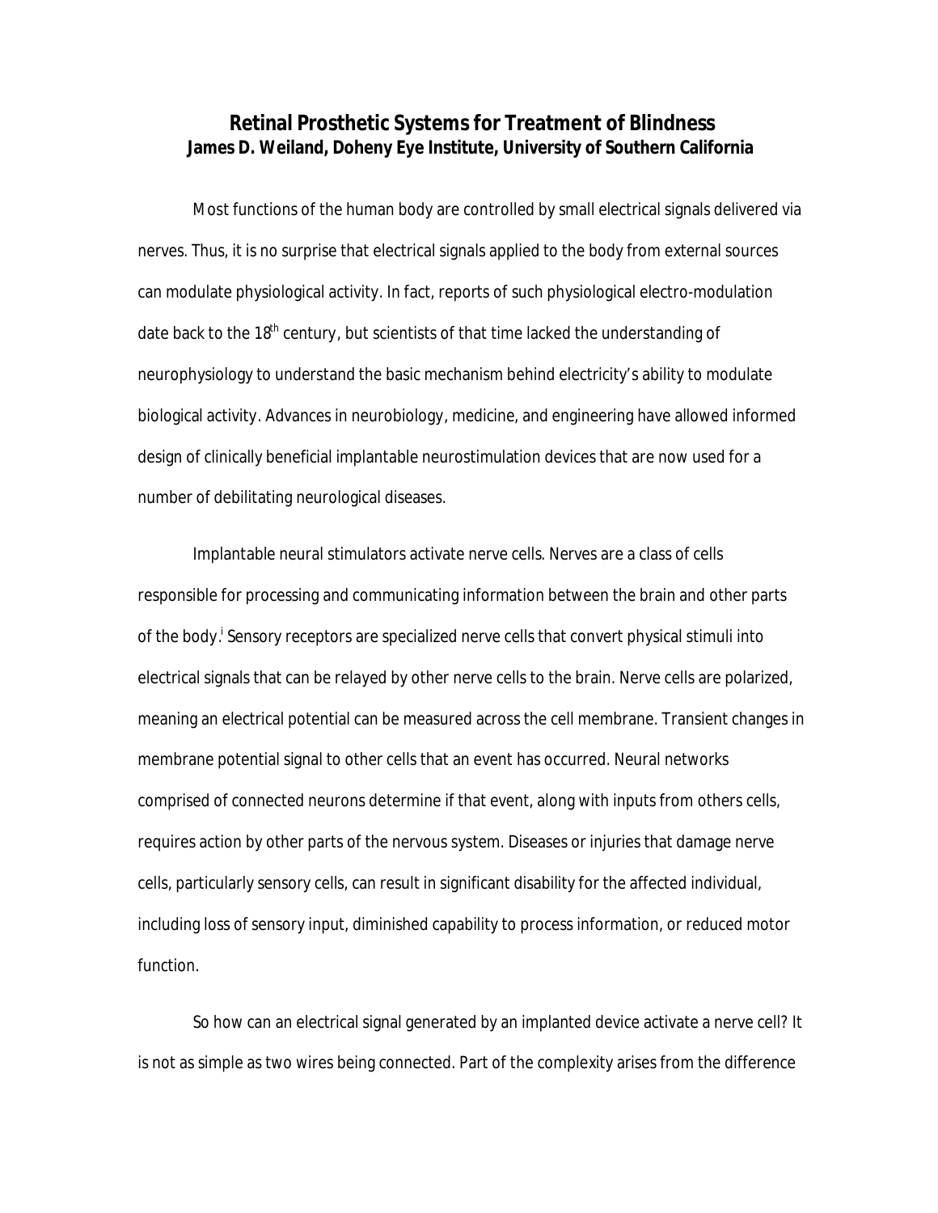# Retinal Prosthetic Systems for Treatment of Blindness

**James D. Weiland, Doheny Eye Institute, University of Southern California**

Most functions of the human body are controlled by small electrical signals delivered via nerves. Thus, it is no surprise that electrical signals applied to the body from external sources can modulate physiological activity. In fact, reports of such physiological electro-modulation date back to the 18th century, but scientists of that time lacked the understanding of neurophysiology to understand the basic mechanism behind electricity's ability to modulate biological activity. Advances in neurobiology, medicine, and engineering have allowed informed design of clinically beneficial implantable neurostimulation devices that are now used for a number of debilitating neurological diseases.

Implantable neural stimulators activate nerve cells. Nerves are a class of cells responsible for processing and communicating information between the brain and other parts of the body.[i] Sensory receptors are specialized nerve cells that convert physical stimuli into electrical signals that can be relayed by other nerve cells to the brain. Nerve cells are polarized, meaning an electrical potential can be measured across the cell membrane. Transient changes in membrane potential signal to other cells that an event has occurred. Neural networks comprised of connected neurons determine if that event, along with inputs from others cells, requires action by other parts of the nervous system. Diseases or injuries that damage nerve cells, particularly sensory cells, can result in significant disability for the affected individual, including loss of sensory input, diminished capability to process information, or reduced motor function.

So how can an electrical signal generated by an implanted device activate a nerve cell? It is not as simple as two wires being connected. Part of the complexity arises from the difference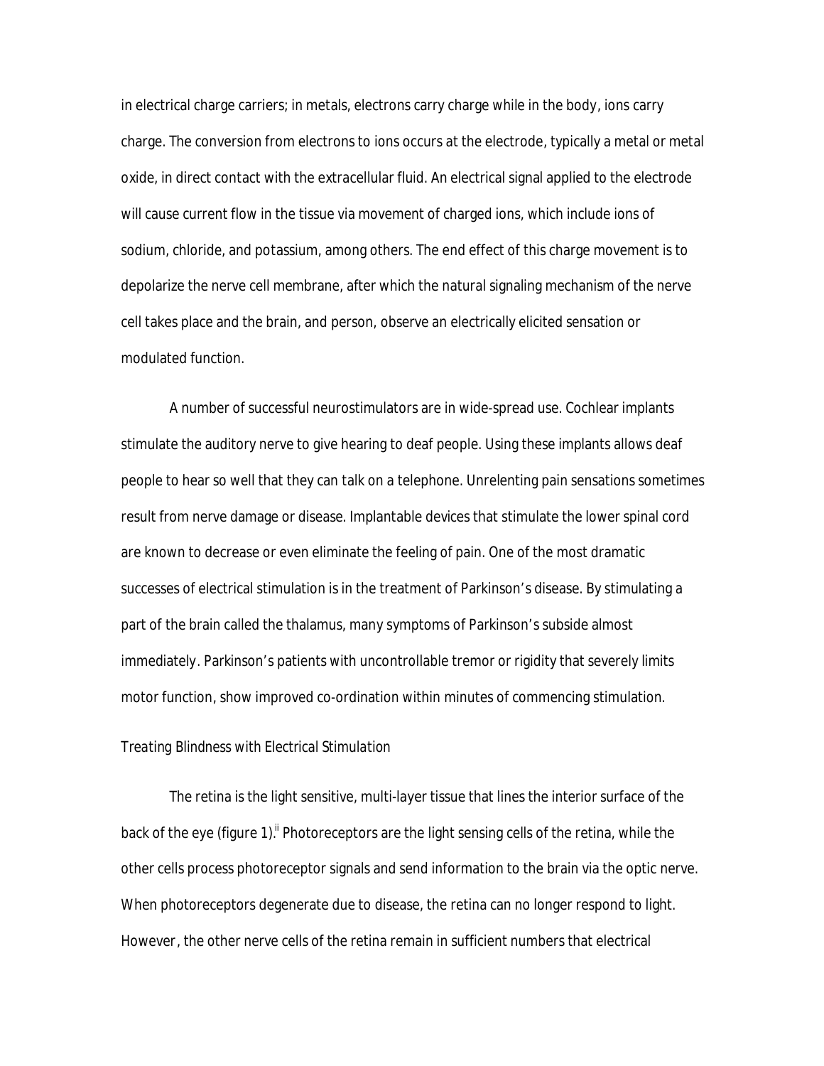in electrical charge carriers; in metals, electrons carry charge while in the body, ions carry charge. The conversion from electrons to ions occurs at the electrode, typically a metal or metal oxide, in direct contact with the extracellular fluid. An electrical signal applied to the electrode will cause current flow in the tissue via movement of charged ions, which include ions of sodium, chloride, and potassium, among others. The end effect of this charge movement is to depolarize the nerve cell membrane, after which the natural signaling mechanism of the nerve cell takes place and the brain, and person, observe an electrically elicited sensation or modulated function.

A number of successful neurostimulators are in wide-spread use. Cochlear implants stimulate the auditory nerve to give hearing to deaf people. Using these implants allows deaf people to hear so well that they can talk on a telephone. Unrelenting pain sensations sometimes result from nerve damage or disease. Implantable devices that stimulate the lower spinal cord are known to decrease or even eliminate the feeling of pain. One of the most dramatic successes of electrical stimulation is in the treatment of Parkinson's disease. By stimulating a part of the brain called the thalamus, many symptoms of Parkinson's subside almost immediately. Parkinson's patients with uncontrollable tremor or rigidity that severely limits motor function, show improved co-ordination within minutes of commencing stimulation.

*Treating Blindness with Electrical Stimulation*

The retina is the light sensitive, multi-layer tissue that lines the interior surface of the back of the eye (figure 1).[ii] Photoreceptors are the light sensing cells of the retina, while the other cells process photoreceptor signals and send information to the brain via the optic nerve. When photoreceptors degenerate due to disease, the retina can no longer respond to light. However, the other nerve cells of the retina remain in sufficient numbers that electrical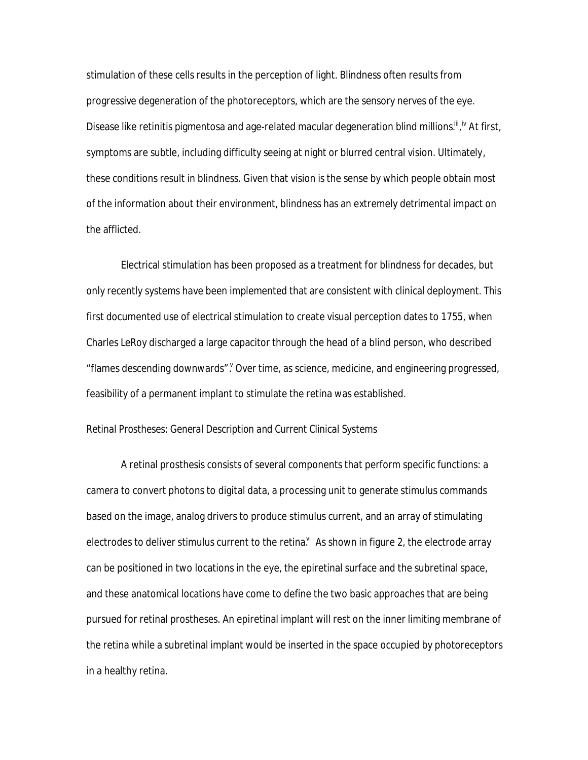stimulation of these cells results in the perception of light. Blindness often results from progressive degeneration of the photoreceptors, which are the sensory nerves of the eye. Disease like retinitis pigmentosa and age-related macular degeneration blind millions.[iii],[iv] At first, symptoms are subtle, including difficulty seeing at night or blurred central vision. Ultimately, these conditions result in blindness. Given that vision is the sense by which people obtain most of the information about their environment, blindness has an extremely detrimental impact on the afflicted.

Electrical stimulation has been proposed as a treatment for blindness for decades, but only recently systems have been implemented that are consistent with clinical deployment. This first documented use of electrical stimulation to create visual perception dates to 1755, when Charles LeRoy discharged a large capacitor through the head of a blind person, who described "flames descending downwards".[v] Over time, as science, medicine, and engineering progressed, feasibility of a permanent implant to stimulate the retina was established.

*Retinal Prostheses: General Description and Current Clinical Systems*

A retinal prosthesis consists of several components that perform specific functions: a camera to convert photons to digital data, a processing unit to generate stimulus commands based on the image, analog drivers to produce stimulus current, and an array of stimulating electrodes to deliver stimulus current to the retina.[vi] As shown in figure 2, the electrode array can be positioned in two locations in the eye, the epiretinal surface and the subretinal space, and these anatomical locations have come to define the two basic approaches that are being pursued for retinal prostheses. An epiretinal implant will rest on the inner limiting membrane of the retina while a subretinal implant would be inserted in the space occupied by photoreceptors in a healthy retina.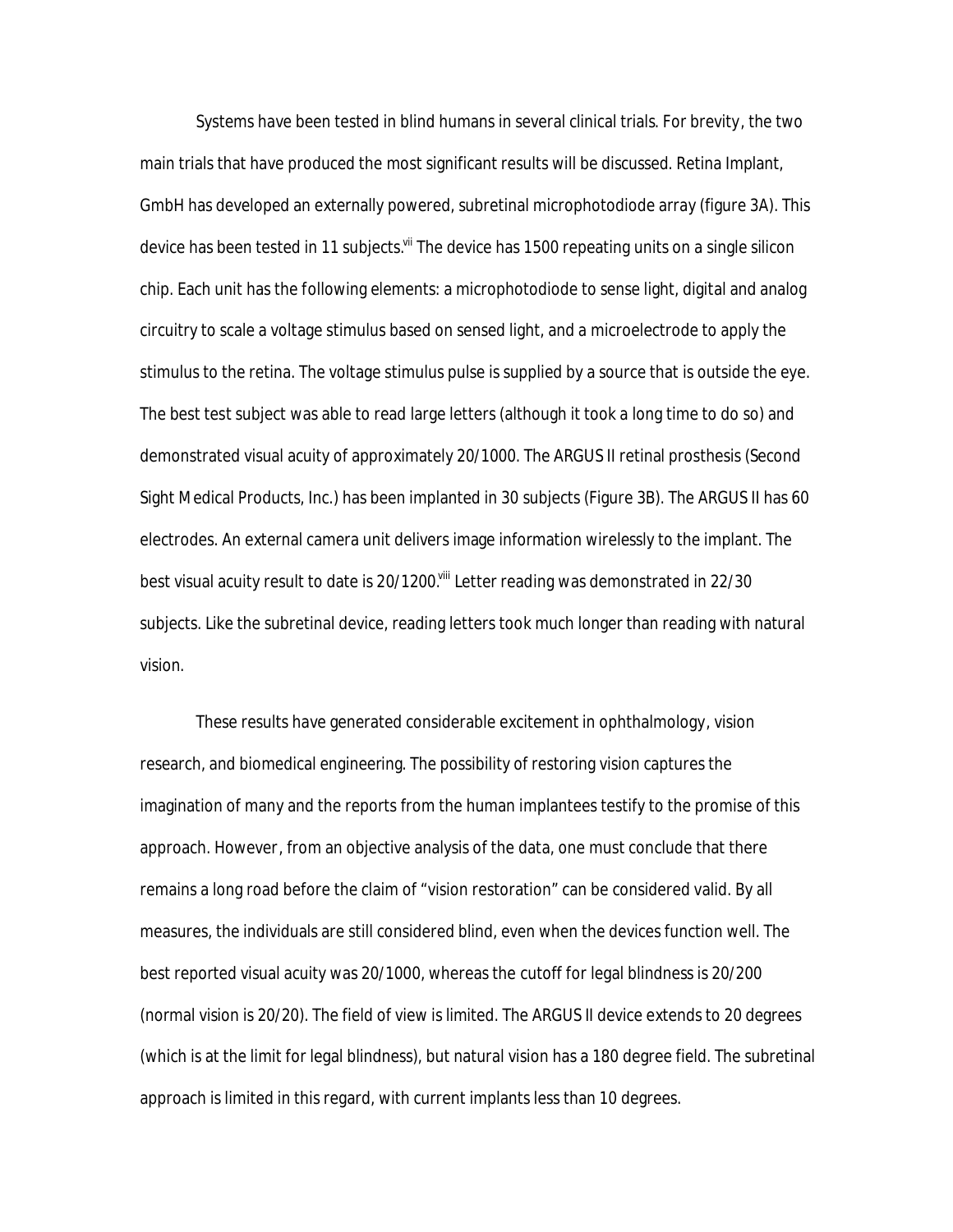Systems have been tested in blind humans in several clinical trials. For brevity, the two main trials that have produced the most significant results will be discussed. Retina Implant, GmbH has developed an externally powered, subretinal microphotodiode array (figure 3A). This device has been tested in 11 subjects.[vii] The device has 1500 repeating units on a single silicon chip. Each unit has the following elements: a microphotodiode to sense light, digital and analog circuitry to scale a voltage stimulus based on sensed light, and a microelectrode to apply the stimulus to the retina. The voltage stimulus pulse is supplied by a source that is outside the eye. The best test subject was able to read large letters (although it took a long time to do so) and demonstrated visual acuity of approximately 20/1000. The ARGUS II retinal prosthesis (Second Sight Medical Products, Inc.) has been implanted in 30 subjects (Figure 3B). The ARGUS II has 60 electrodes. An external camera unit delivers image information wirelessly to the implant. The best visual acuity result to date is 20/1200.[viii] Letter reading was demonstrated in 22/30 subjects. Like the subretinal device, reading letters took much longer than reading with natural vision.

These results have generated considerable excitement in ophthalmology, vision research, and biomedical engineering. The possibility of restoring vision captures the imagination of many and the reports from the human implantees testify to the promise of this approach. However, from an objective analysis of the data, one must conclude that there remains a long road before the claim of "vision restoration" can be considered valid. By all measures, the individuals are still considered blind, even when the devices function well. The best reported visual acuity was 20/1000, whereas the cutoff for legal blindness is 20/200 (normal vision is 20/20). The field of view is limited. The ARGUS II device extends to 20 degrees (which is at the limit for legal blindness), but natural vision has a 180 degree field. The subretinal approach is limited in this regard, with current implants less than 10 degrees.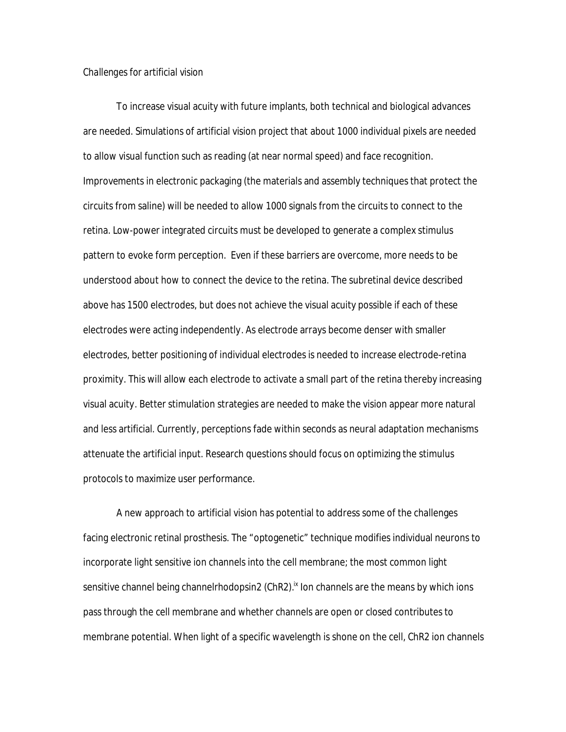*Challenges for artificial vision*

To increase visual acuity with future implants, both technical and biological advances are needed. Simulations of artificial vision project that about 1000 individual pixels are needed to allow visual function such as reading (at near normal speed) and face recognition. Improvements in electronic packaging (the materials and assembly techniques that protect the circuits from saline) will be needed to allow 1000 signals from the circuits to connect to the retina. Low-power integrated circuits must be developed to generate a complex stimulus pattern to evoke form perception. Even if these barriers are overcome, more needs to be understood about how to connect the device to the retina. The subretinal device described above has 1500 electrodes, but does not achieve the visual acuity possible if each of these electrodes were acting independently. As electrode arrays become denser with smaller electrodes, better positioning of individual electrodes is needed to increase electrode-retina proximity. This will allow each electrode to activate a small part of the retina thereby increasing visual acuity. Better stimulation strategies are needed to make the vision appear more natural and less artificial. Currently, perceptions fade within seconds as neural adaptation mechanisms attenuate the artificial input. Research questions should focus on optimizing the stimulus protocols to maximize user performance.

A new approach to artificial vision has potential to address some of the challenges facing electronic retinal prosthesis. The "optogenetic" technique modifies individual neurons to incorporate light sensitive ion channels into the cell membrane; the most common light sensitive channel being channelrhodopsin2 (ChR2).[ix] Ion channels are the means by which ions pass through the cell membrane and whether channels are open or closed contributes to membrane potential. When light of a specific wavelength is shone on the cell, ChR2 ion channels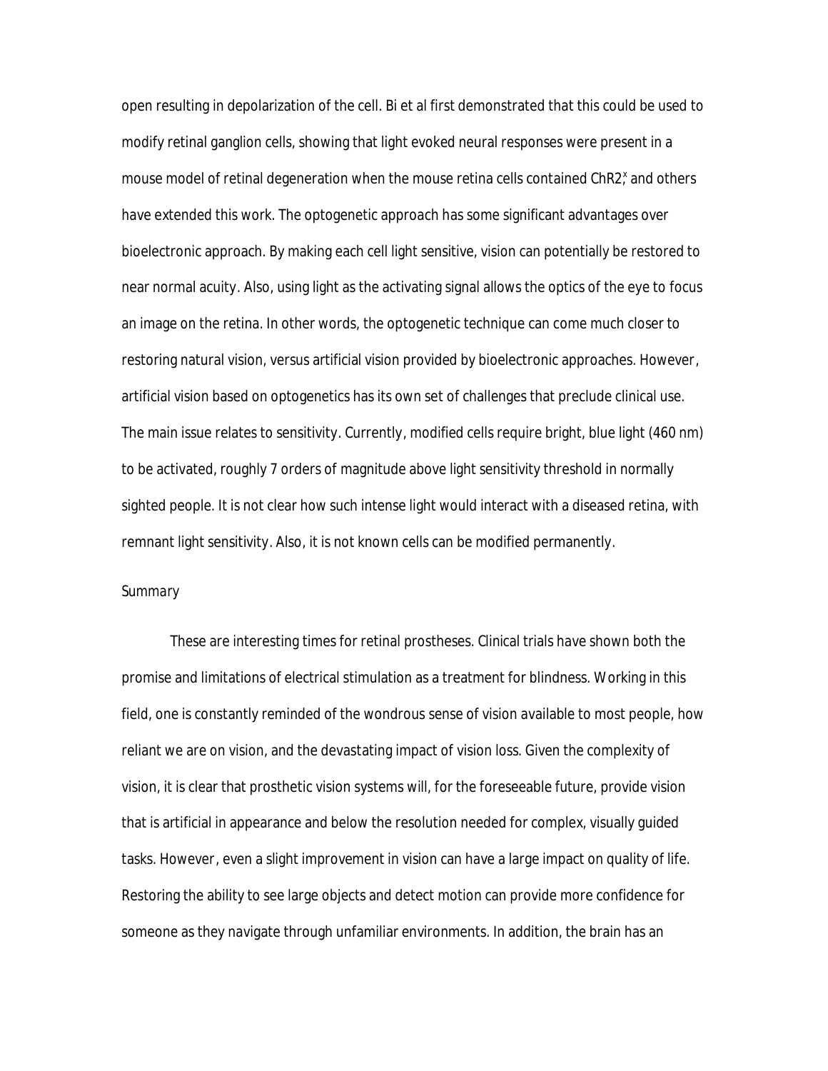open resulting in depolarization of the cell. Bi et al first demonstrated that this could be used to modify retinal ganglion cells, showing that light evoked neural responses were present in a mouse model of retinal degeneration when the mouse retina cells contained ChR2,[x] and others have extended this work. The optogenetic approach has some significant advantages over bioelectronic approach. By making each cell light sensitive, vision can potentially be restored to near normal acuity. Also, using light as the activating signal allows the optics of the eye to focus an image on the retina. In other words, the optogenetic technique can come much closer to restoring natural vision, versus artificial vision provided by bioelectronic approaches. However, artificial vision based on optogenetics has its own set of challenges that preclude clinical use. The main issue relates to sensitivity. Currently, modified cells require bright, blue light (460 nm) to be activated, roughly 7 orders of magnitude above light sensitivity threshold in normally sighted people. It is not clear how such intense light would interact with a diseased retina, with remnant light sensitivity. Also, it is not known cells can be modified permanently.

## Summary

These are interesting times for retinal prostheses. Clinical trials have shown both the promise and limitations of electrical stimulation as a treatment for blindness. Working in this field, one is constantly reminded of the wondrous sense of vision available to most people, how reliant we are on vision, and the devastating impact of vision loss. Given the complexity of vision, it is clear that prosthetic vision systems will, for the foreseeable future, provide vision that is artificial in appearance and below the resolution needed for complex, visually guided tasks. However, even a slight improvement in vision can have a large impact on quality of life. Restoring the ability to see large objects and detect motion can provide more confidence for someone as they navigate through unfamiliar environments. In addition, the brain has an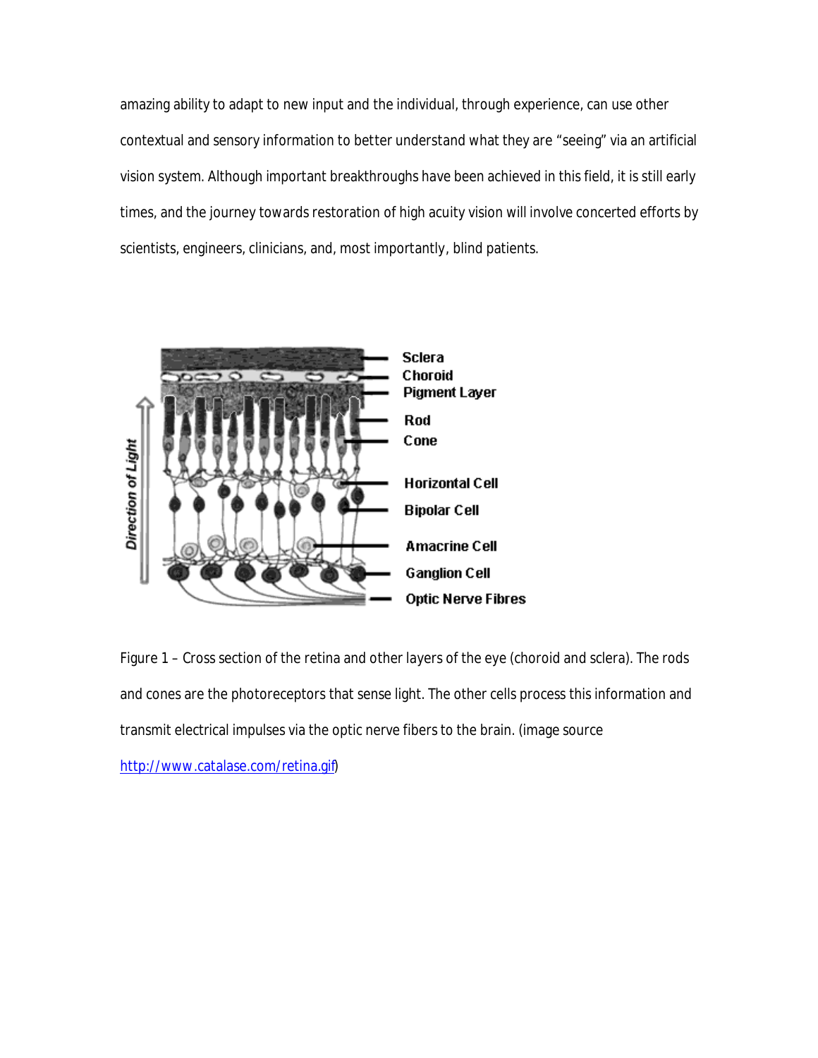amazing ability to adapt to new input and the individual, through experience, can use other contextual and sensory information to better understand what they are "seeing" via an artificial vision system. Although important breakthroughs have been achieved in this field, it is still early times, and the journey towards restoration of high acuity vision will involve concerted efforts by scientists, engineers, clinicians, and, most importantly, blind patients.

Figure 1 – Cross section of the retina and other layers of the eye (choroid and sclera). The rods and cones are the photoreceptors that sense light. The other cells process this information and transmit electrical impulses via the optic nerve fibers to the brain. (image source http://www.catalase.com/retina.gif)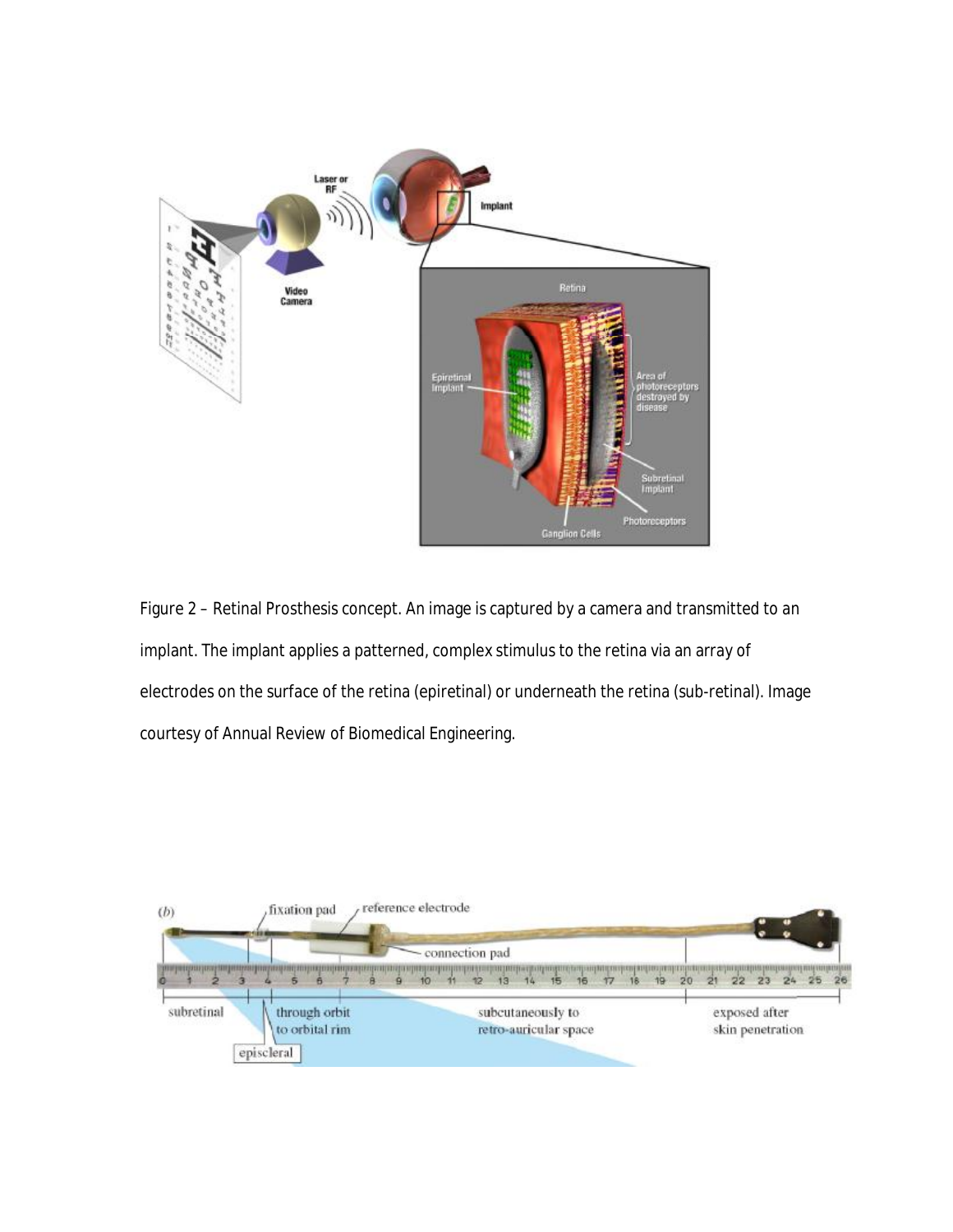Figure 2 – Retinal Prosthesis concept. An image is captured by a camera and transmitted to an implant. The implant applies a patterned, complex stimulus to the retina via an array of electrodes on the surface of the retina (epiretinal) or underneath the retina (sub-retinal). Image courtesy of Annual Review of Biomedical Engineering.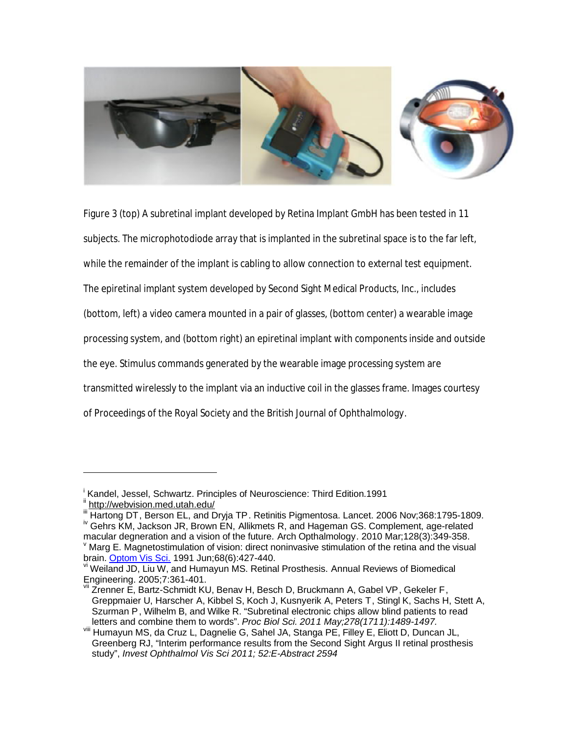Figure 3 (top) A subretinal implant developed by Retina Implant GmbH has been tested in 11 subjects. The microphotodiode array that is implanted in the subretinal space is to the far left, while the remainder of the implant is cabling to allow connection to external test equipment. The epiretinal implant system developed by Second Sight Medical Products, Inc., includes (bottom, left) a video camera mounted in a pair of glasses, (bottom center) a wearable image processing system, and (bottom right) an epiretinal implant with components inside and outside the eye. Stimulus commands generated by the wearable image processing system are transmitted wirelessly to the implant via an inductive coil in the glasses frame. Images courtesy of Proceedings of the Royal Society and the British Journal of Ophthalmology.

---

[i] Kandel, Jessel, Schwartz. Principles of Neuroscience: Third Edition.1991

[ii] http://webvision.med.utah.edu/

[iii] Hartong DT, Berson EL, and Dryja TP. Retinitis Pigmentosa. Lancet. 2006 Nov;368:1795-1809.

[iv] Gehrs KM, Jackson JR, Brown EN, Allikmets R, and Hageman GS. Complement, age-related macular degeneration and a vision of the future. Arch Opthalmology. 2010 Mar;128(3):349-358.

[v] Marg E. Magnetostimulation of vision: direct noninvasive stimulation of the retina and the visual brain. Optom Vis Sci. 1991 Jun;68(6):427-440.

[vi] Weiland JD, Liu W, and Humayun MS. Retinal Prosthesis. Annual Reviews of Biomedical Engineering. 2005;7:361-401.

[vii] Zrenner E, Bartz-Schmidt KU, Benav H, Besch D, Bruckmann A, Gabel VP, Gekeler F, Greppmaier U, Harscher A, Kibbel S, Koch J, Kusnyerik A, Peters T, Stingl K, Sachs H, Stett A, Szurman P, Wilhelm B, and Wilke R. "Subretinal electronic chips allow blind patients to read letters and combine them to words". *Proc Biol Sci. 2011 May;278(1711):1489-1497.*

[viii] Humayun MS, da Cruz L, Dagnelie G, Sahel JA, Stanga PE, Filley E, Eliott D, Duncan JL, Greenberg RJ, "Interim performance results from the Second Sight Argus II retinal prosthesis study", *Invest Ophthalmol Vis Sci 2011; 52:E-Abstract 2594*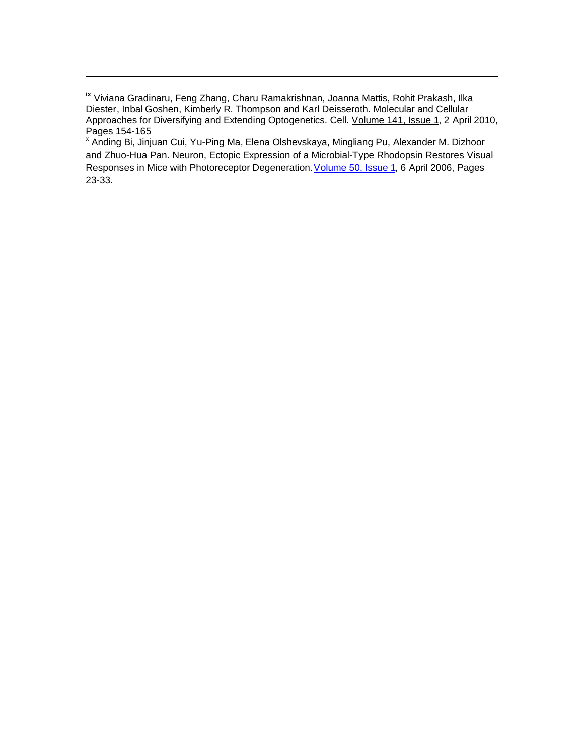[ix] Viviana Gradinaru, Feng Zhang, Charu Ramakrishnan, Joanna Mattis, Rohit Prakash, Ilka Diester, Inbal Goshen, Kimberly R. Thompson and Karl Deisseroth. Molecular and Cellular Approaches for Diversifying and Extending Optogenetics. Cell. Volume 141, Issue 1, 2 April 2010, Pages 154-165

[x] Anding Bi, Jinjuan Cui, Yu-Ping Ma, Elena Olshevskaya, Mingliang Pu, Alexander M. Dizhoor and Zhuo-Hua Pan. Neuron, Ectopic Expression of a Microbial-Type Rhodopsin Restores Visual Responses in Mice with Photoreceptor Degeneration. Volume 50, Issue 1, 6 April 2006, Pages 23-33.